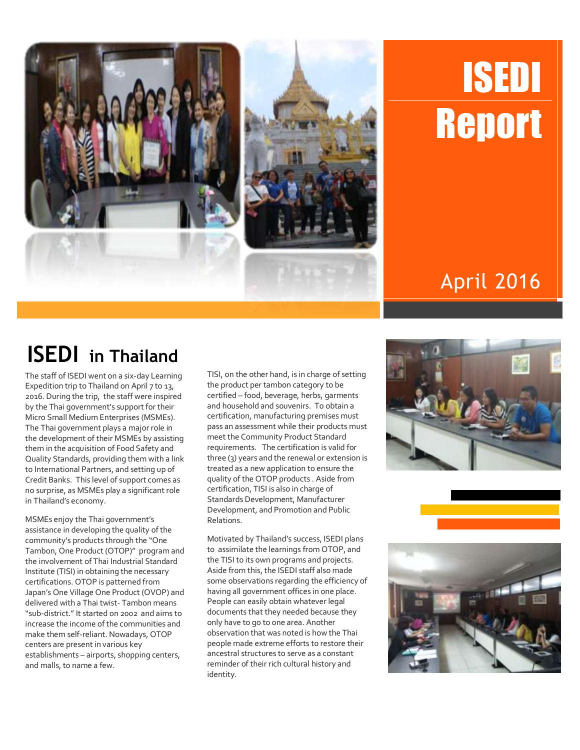# ISEDI Report

April 2016

## ISEDI in Thailand

The staff of ISEDI went on a six-day Learning Expedition trip to Thailand on April 7 to 13, 2016. During the trip, the staff were inspired by the Thai government's support for their Micro Small Medium Enterprises (MSMEs). The Thai government plays a major role in the development of their MSMEs by assisting them in the acquisition of Food Safety and Quality Standards, providing them with a link to International Partners, and setting up of Credit Banks. This level of support comes as no surprise, as MSMEs play a significant role in Thailand's economy.

MSMEs enjoy the Thai government's assistance in developing the quality of the community's products through the "One Tambon, One Product (OTOP)" program and the involvement of Thai Industrial Standard Institute (TISI) in obtaining the necessary certifications. OTOP is patterned from Japan's One Village One Product (OVOP) and delivered with a Thai twist- Tambon means "sub-district." It started on 2002 and aims to increase the income of the communities and make them self-reliant. Nowadays, OTOP centers are present in various key establishments – airports, shopping centers, and malls, to name a few.

TISI, on the other hand, is in charge of setting the product per tambon category to be certified – food, beverage, herbs, garments and household and souvenirs. To obtain a certification, manufacturing premises must pass an assessment while their products must meet the Community Product Standard requirements. The certification is valid for three (3) years and the renewal or extension is treated as a new application to ensure the quality of the OTOP products . Aside from certification, TISI is also in charge of Standards Development, Manufacturer Development, and Promotion and Public Relations.

Motivated by Thailand's success, ISEDI plans to assimilate the learnings from OTOP, and the TISI to its own programs and projects. Aside from this, the ISEDI staff also made some observations regarding the efficiency of having all government offices in one place. People can easily obtain whatever legal documents that they needed because they only have to go to one area. Another observation that was noted is how the Thai people made extreme efforts to restore their ancestral structures to serve as a constant reminder of their rich cultural history and identity.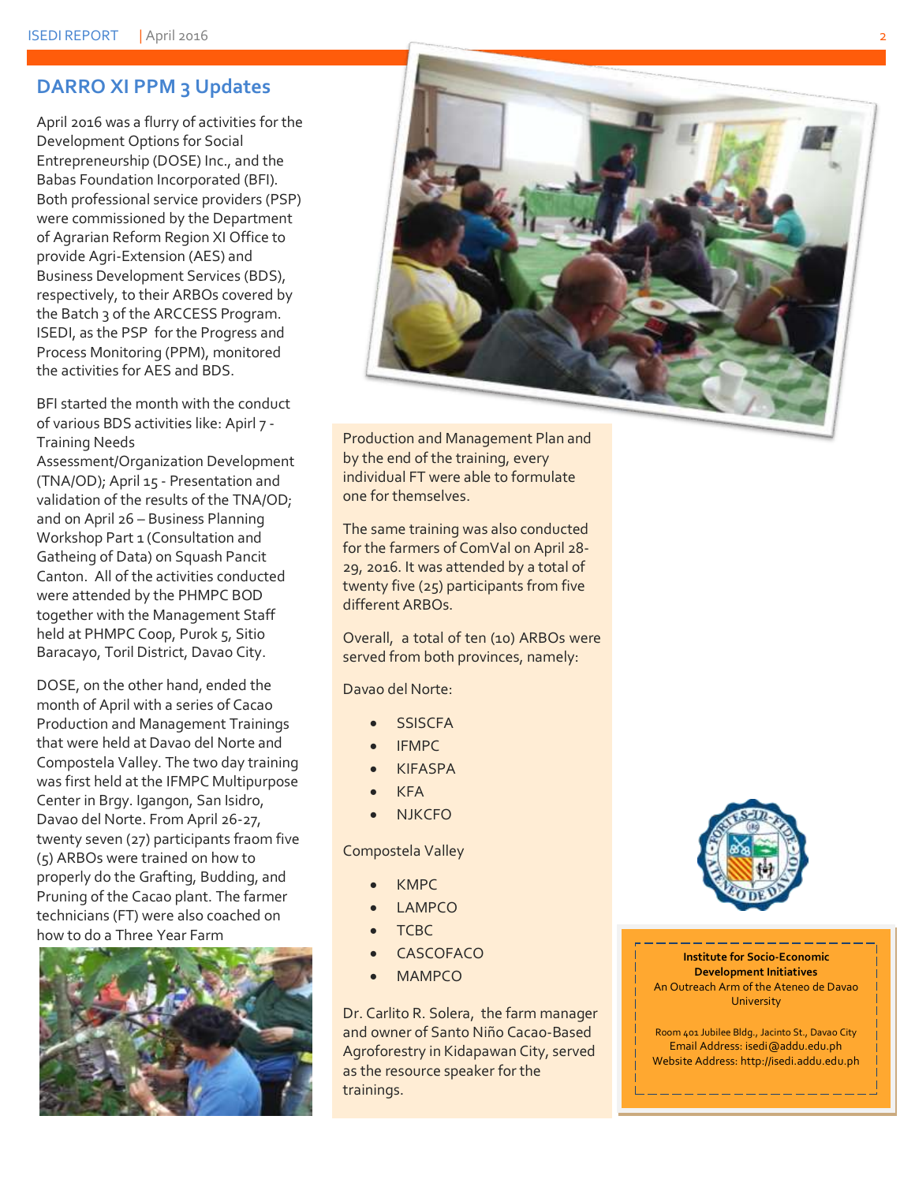## DARRO XI PPM 3 Updates

April 2016 was a flurry of activities for the Development Options for Social Entrepreneurship (DOSE) Inc., and the Babas Foundation Incorporated (BFI). Both professional service providers (PSP) were commissioned by the Department of Agrarian Reform Region XI Office to provide Agri-Extension (AES) and Business Development Services (BDS), respectively, to their ARBOs covered by the Batch 3 of the ARCCESS Program. ISEDI, as the PSP for the Progress and Process Monitoring (PPM), monitored the activities for AES and BDS.

BFI started the month with the conduct of various BDS activities like: Apirl 7 - Training Needs Assessment/Organization Development (TNA/OD); April 15 - Presentation and validation of the results of the TNA/OD; and on April 26 – Business Planning Workshop Part 1 (Consultation and Gatheing of Data) on Squash Pancit Canton. All of the activities conducted were attended by the PHMPC BOD together with the Management Staff held at PHMPC Coop, Purok 5, Sitio Baracayo, Toril District, Davao City.

DOSE, on the other hand, ended the month of April with a series of Cacao Production and Management Trainings that were held at Davao del Norte and Compostela Valley. The two day training was first held at the IFMPC Multipurpose Center in Brgy. Igangon, San Isidro, Davao del Norte. From April 26-27, twenty seven (27) participants fraom five (5) ARBOs were trained on how to properly do the Grafting, Budding, and Pruning of the Cacao plant. The farmer technicians (FT) were also coached on how to do a Three Year Farm Production and Management Plan and by the end of the training, every individual FT were able to formulate one for themselves.

The same training was also conducted for the farmers of ComVal on April 28-29, 2016. It was attended by a total of twenty five (25) participants from five different ARBOs.

Overall, a total of ten (10) ARBOs were served from both provinces, namely:

Davao del Norte:

- SSISCFA
- IFMPC
- KIFASPA
- KFA
- NJKCFO

Compostela Valley

- KMPC
- LAMPCO
- TCBC
- CASCOFACO
- MAMPCO

Dr. Carlito R. Solera, the farm manager and owner of Santo Niño Cacao-Based Agroforestry in Kidapawan City, served as the resource speaker for the trainings.

**Institute for Socio-Economic Development Initiatives**
An Outreach Arm of the Ateneo de Davao University

Room 401 Jubilee Bldg., Jacinto St., Davao City
Email Address: isedi@addu.edu.ph
Website Address: http://isedi.addu.edu.ph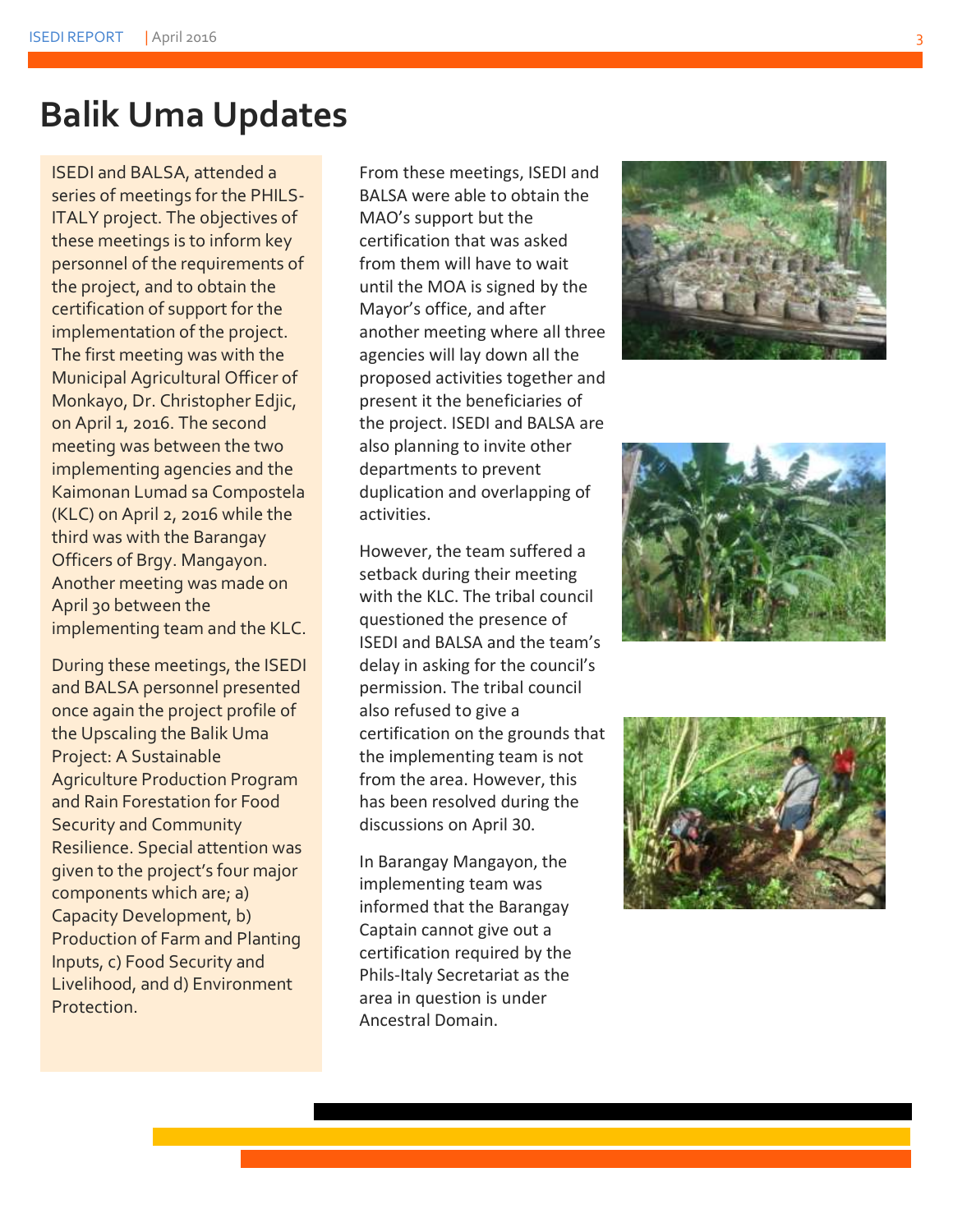# Balik Uma Updates

ISEDI and BALSA, attended a series of meetings for the PHILS-ITALY project. The objectives of these meetings is to inform key personnel of the requirements of the project, and to obtain the certification of support for the implementation of the project. The first meeting was with the Municipal Agricultural Officer of Monkayo, Dr. Christopher Edjic, on April 1, 2016. The second meeting was between the two implementing agencies and the Kaimonan Lumad sa Compostela (KLC) on April 2, 2016 while the third was with the Barangay Officers of Brgy. Mangayon. Another meeting was made on April 30 between the implementing team and the KLC.

During these meetings, the ISEDI and BALSA personnel presented once again the project profile of the Upscaling the Balik Uma Project: A Sustainable Agriculture Production Program and Rain Forestation for Food Security and Community Resilience. Special attention was given to the project's four major components which are; a) Capacity Development, b) Production of Farm and Planting Inputs, c) Food Security and Livelihood, and d) Environment Protection.

From these meetings, ISEDI and BALSA were able to obtain the MAO's support but the certification that was asked from them will have to wait until the MOA is signed by the Mayor's office, and after another meeting where all three agencies will lay down all the proposed activities together and present it the beneficiaries of the project. ISEDI and BALSA are also planning to invite other departments to prevent duplication and overlapping of activities.

However, the team suffered a setback during their meeting with the KLC. The tribal council questioned the presence of ISEDI and BALSA and the team's delay in asking for the council's permission. The tribal council also refused to give a certification on the grounds that the implementing team is not from the area. However, this has been resolved during the discussions on April 30.

In Barangay Mangayon, the implementing team was informed that the Barangay Captain cannot give out a certification required by the Phils-Italy Secretariat as the area in question is under Ancestral Domain.